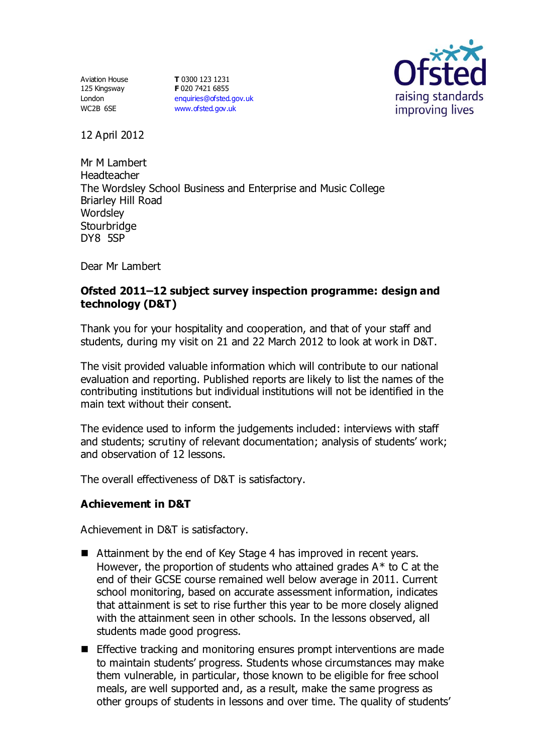Aviation House
125 Kingsway
London
WC2B 6SE

**T** 0300 123 1231
**F** 020 7421 6855
enquiries@ofsted.gov.uk
www.ofsted.gov.uk

12 April 2012

Mr M Lambert
Headteacher
The Wordsley School Business and Enterprise and Music College
Briarley Hill Road
Wordsley
Stourbridge
DY8 5SP

Dear Mr Lambert

**Ofsted 2011–12 subject survey inspection programme: design and technology (D&T)**

Thank you for your hospitality and cooperation, and that of your staff and students, during my visit on 21 and 22 March 2012 to look at work in D&T.

The visit provided valuable information which will contribute to our national evaluation and reporting. Published reports are likely to list the names of the contributing institutions but individual institutions will not be identified in the main text without their consent.

The evidence used to inform the judgements included: interviews with staff and students; scrutiny of relevant documentation; analysis of students' work; and observation of 12 lessons.

The overall effectiveness of D&T is satisfactory.

## Achievement in D&T

Achievement in D&T is satisfactory.

- Attainment by the end of Key Stage 4 has improved in recent years. However, the proportion of students who attained grades A* to C at the end of their GCSE course remained well below average in 2011. Current school monitoring, based on accurate assessment information, indicates that attainment is set to rise further this year to be more closely aligned with the attainment seen in other schools. In the lessons observed, all students made good progress.
- Effective tracking and monitoring ensures prompt interventions are made to maintain students' progress. Students whose circumstances may make them vulnerable, in particular, those known to be eligible for free school meals, are well supported and, as a result, make the same progress as other groups of students in lessons and over time. The quality of students'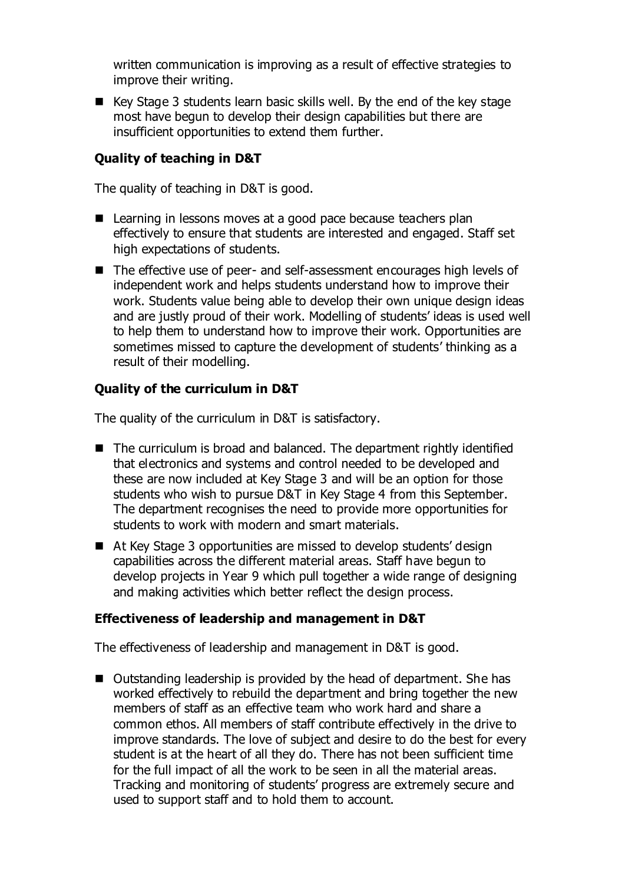written communication is improving as a result of effective strategies to improve their writing.

- Key Stage 3 students learn basic skills well. By the end of the key stage most have begun to develop their design capabilities but there are insufficient opportunities to extend them further.

**Quality of teaching in D&T**

The quality of teaching in D&T is good.

- Learning in lessons moves at a good pace because teachers plan effectively to ensure that students are interested and engaged. Staff set high expectations of students.
- The effective use of peer- and self-assessment encourages high levels of independent work and helps students understand how to improve their work. Students value being able to develop their own unique design ideas and are justly proud of their work. Modelling of students' ideas is used well to help them to understand how to improve their work. Opportunities are sometimes missed to capture the development of students' thinking as a result of their modelling.

**Quality of the curriculum in D&T**

The quality of the curriculum in D&T is satisfactory.

- The curriculum is broad and balanced. The department rightly identified that electronics and systems and control needed to be developed and these are now included at Key Stage 3 and will be an option for those students who wish to pursue D&T in Key Stage 4 from this September. The department recognises the need to provide more opportunities for students to work with modern and smart materials.
- At Key Stage 3 opportunities are missed to develop students' design capabilities across the different material areas. Staff have begun to develop projects in Year 9 which pull together a wide range of designing and making activities which better reflect the design process.

**Effectiveness of leadership and management in D&T**

The effectiveness of leadership and management in D&T is good.

- Outstanding leadership is provided by the head of department. She has worked effectively to rebuild the department and bring together the new members of staff as an effective team who work hard and share a common ethos. All members of staff contribute effectively in the drive to improve standards. The love of subject and desire to do the best for every student is at the heart of all they do. There has not been sufficient time for the full impact of all the work to be seen in all the material areas. Tracking and monitoring of students' progress are extremely secure and used to support staff and to hold them to account.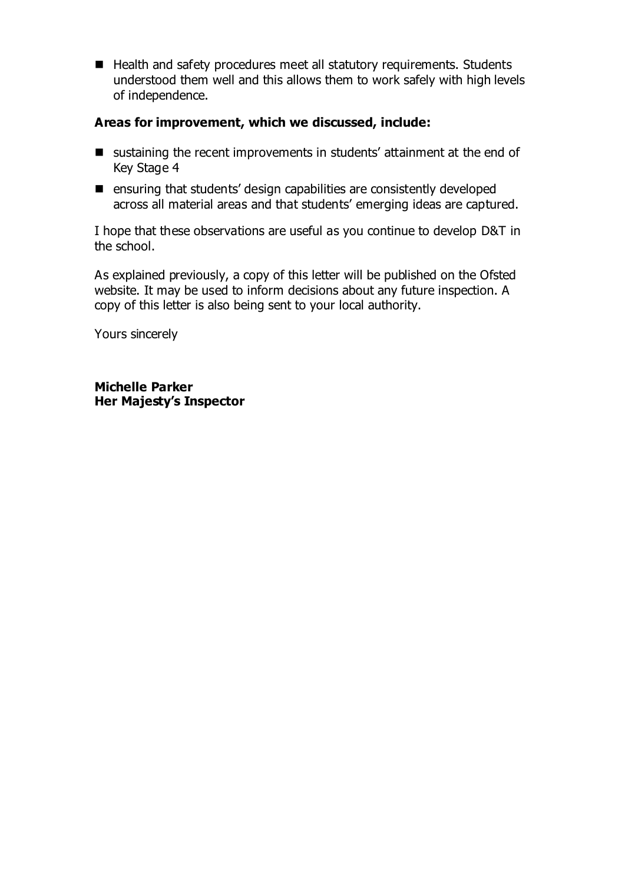- Health and safety procedures meet all statutory requirements. Students understood them well and this allows them to work safely with high levels of independence.

**Areas for improvement, which we discussed, include:**

- sustaining the recent improvements in students' attainment at the end of Key Stage 4
- ensuring that students' design capabilities are consistently developed across all material areas and that students' emerging ideas are captured.

I hope that these observations are useful as you continue to develop D&T in the school.

As explained previously, a copy of this letter will be published on the Ofsted website. It may be used to inform decisions about any future inspection. A copy of this letter is also being sent to your local authority.

Yours sincerely

**Michelle Parker**
**Her Majesty's Inspector**